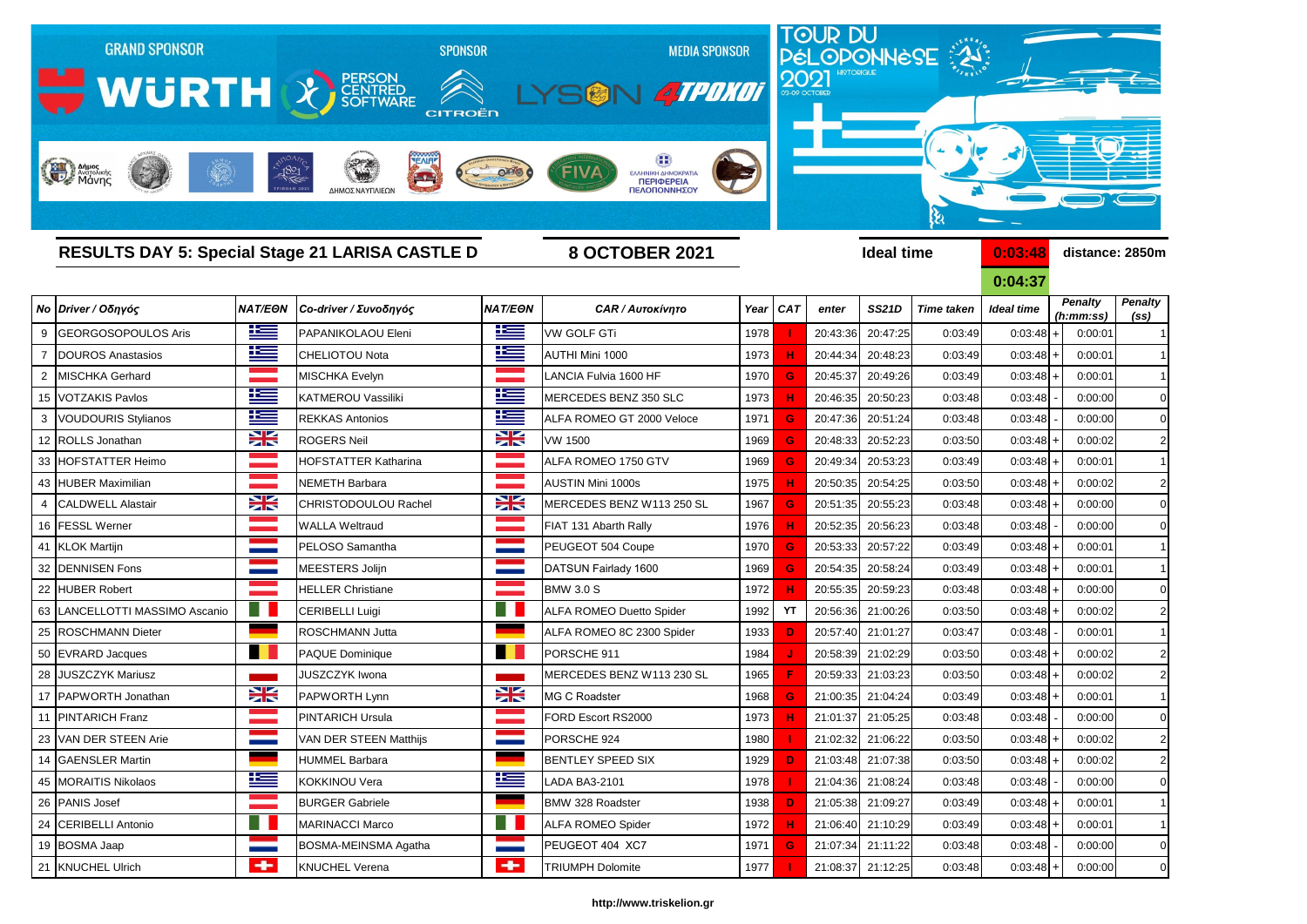GRAND SPONSOR SPONSOR MEDIA SPONSOR

WÜRTH PERSON CENTRED SOFTWARE CITROËN LYSON 4TPOXOI

TOUR DU PéLOPONNèSE 2021 HISTORIQUE 03-09 OCTOBER

## RESULTS DAY 5: Special Stage 21 LARISA CASTLE D

**8 OCTOBER 2021**

Ideal time **0:03:48** distance: 2850m

**0:04:37**

| No | Driver / Οδηγός | NAT/ΕΘΝ | Co-driver / Συνοδηγός | NAT/ΕΘΝ | CAR / Αυτοκίνητο | Year | CAT | enter | SS21D | Time taken | Ideal time | | Penalty (h:mm:ss) | Penalty (ss) |
|---|---|---|---|---|---|---|---|---|---|---|---|---|---|---|
| 9 | GEORGOSOPOULOS Aris | | PAPANIKOLAOU Eleni | | VW GOLF GTi | 1978 | I | 20:43:36 | 20:47:25 | 0:03:49 | 0:03:48 | + | 0:00:01 | 1 |
| 7 | DOUROS Anastasios | | CHELIOTOU Nota | | AUTHI Mini 1000 | 1973 | H | 20:44:34 | 20:48:23 | 0:03:49 | 0:03:48 | + | 0:00:01 | 1 |
| 2 | MISCHKA Gerhard | | MISCHKA Evelyn | | LANCIA Fulvia 1600 HF | 1970 | G | 20:45:37 | 20:49:26 | 0:03:49 | 0:03:48 | + | 0:00:01 | 1 |
| 15 | VOTZAKIS Pavlos | | KATMEROU Vassiliki | | MERCEDES BENZ 350 SLC | 1973 | H | 20:46:35 | 20:50:23 | 0:03:48 | 0:03:48 | - | 0:00:00 | 0 |
| 3 | VOUDOURIS Stylianos | | REKKAS Antonios | | ALFA ROMEO GT 2000 Veloce | 1971 | G | 20:47:36 | 20:51:24 | 0:03:48 | 0:03:48 | - | 0:00:00 | 0 |
| 12 | ROLLS Jonathan | | ROGERS Neil | | VW 1500 | 1969 | G | 20:48:33 | 20:52:23 | 0:03:50 | 0:03:48 | + | 0:00:02 | 2 |
| 33 | HOFSTATTER Heimo | | HOFSTATTER Katharina | | ALFA ROMEO 1750 GTV | 1969 | G | 20:49:34 | 20:53:23 | 0:03:49 | 0:03:48 | + | 0:00:01 | 1 |
| 43 | HUBER Maximilian | | NEMETH Barbara | | AUSTIN Mini 1000s | 1975 | H | 20:50:35 | 20:54:25 | 0:03:50 | 0:03:48 | + | 0:00:02 | 2 |
| 4 | CALDWELL Alastair | | CHRISTODOULOU Rachel | | MERCEDES BENZ W113 250 SL | 1967 | G | 20:51:35 | 20:55:23 | 0:03:48 | 0:03:48 | + | 0:00:00 | 0 |
| 16 | FESSL Werner | | WALLA Weltraud | | FIAT 131 Abarth Rally | 1976 | H | 20:52:35 | 20:56:23 | 0:03:48 | 0:03:48 | - | 0:00:00 | 0 |
| 41 | KLOK Martijn | | PELOSO Samantha | | PEUGEOT 504 Coupe | 1970 | G | 20:53:33 | 20:57:22 | 0:03:49 | 0:03:48 | + | 0:00:01 | 1 |
| 32 | DENNISEN Fons | | MEESTERS Jolijn | | DATSUN Fairlady 1600 | 1969 | G | 20:54:35 | 20:58:24 | 0:03:49 | 0:03:48 | + | 0:00:01 | 1 |
| 22 | HUBER Robert | | HELLER Christiane | | BMW 3.0 S | 1972 | H | 20:55:35 | 20:59:23 | 0:03:48 | 0:03:48 | + | 0:00:00 | 0 |
| 63 | LANCELLOTTI MASSIMO Ascanio | | CERIBELLI Luigi | | ALFA ROMEO Duetto Spider | 1992 | YT | 20:56:36 | 21:00:26 | 0:03:50 | 0:03:48 | + | 0:00:02 | 2 |
| 25 | ROSCHMANN Dieter | | ROSCHMANN Jutta | | ALFA ROMEO 8C 2300 Spider | 1933 | D | 20:57:40 | 21:01:27 | 0:03:47 | 0:03:48 | - | 0:00:01 | 1 |
| 50 | EVRARD Jacques | | PAQUE Dominique | | PORSCHE 911 | 1984 | J | 20:58:39 | 21:02:29 | 0:03:50 | 0:03:48 | + | 0:00:02 | 2 |
| 28 | JUSZCZYK Mariusz | | JUSZCZYK Iwona | | MERCEDES BENZ W113 230 SL | 1965 | F | 20:59:33 | 21:03:23 | 0:03:50 | 0:03:48 | + | 0:00:02 | 2 |
| 17 | PAPWORTH Jonathan | | PAPWORTH Lynn | | MG C Roadster | 1968 | G | 21:00:35 | 21:04:24 | 0:03:49 | 0:03:48 | + | 0:00:01 | 1 |
| 11 | PINTARICH Franz | | PINTARICH Ursula | | FORD Escort RS2000 | 1973 | H | 21:01:37 | 21:05:25 | 0:03:48 | 0:03:48 | - | 0:00:00 | 0 |
| 23 | VAN DER STEEN Arie | | VAN DER STEEN Matthijs | | PORSCHE 924 | 1980 | I | 21:02:32 | 21:06:22 | 0:03:50 | 0:03:48 | + | 0:00:02 | 2 |
| 14 | GAENSLER Martin | | HUMMEL Barbara | | BENTLEY SPEED SIX | 1929 | D | 21:03:48 | 21:07:38 | 0:03:50 | 0:03:48 | + | 0:00:02 | 2 |
| 45 | MORAITIS Nikolaos | | KOKKINOU Vera | | LADA BA3-2101 | 1978 | I | 21:04:36 | 21:08:24 | 0:03:48 | 0:03:48 | - | 0:00:00 | 0 |
| 26 | PANIS Josef | | BURGER Gabriele | | BMW 328 Roadster | 1938 | D | 21:05:38 | 21:09:27 | 0:03:49 | 0:03:48 | + | 0:00:01 | 1 |
| 24 | CERIBELLI Antonio | | MARINACCI Marco | | ALFA ROMEO Spider | 1972 | H | 21:06:40 | 21:10:29 | 0:03:49 | 0:03:48 | + | 0:00:01 | 1 |
| 19 | BOSMA Jaap | | BOSMA-MEINSMA Agatha | | PEUGEOT 404 XC7 | 1971 | G | 21:07:34 | 21:11:22 | 0:03:48 | 0:03:48 | - | 0:00:00 | 0 |
| 21 | KNUCHEL Ulrich | | KNUCHEL Verena | | TRIUMPH Dolomite | 1977 | I | 21:08:37 | 21:12:25 | 0:03:48 | 0:03:48 | + | 0:00:00 | 0 |

http://www.triskelion.gr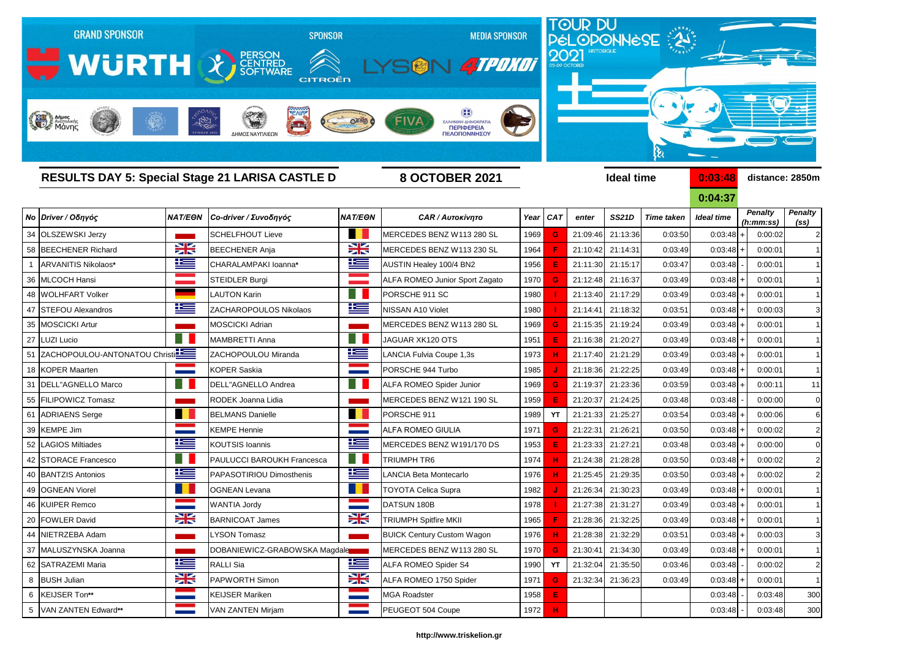GRAND SPONSOR WÜRTH | SPONSOR PERSON CENTRED SOFTWARE | CITROËN | MEDIA SPONSOR LYSON 4TPOXOI

TOUR DU PÉLOPONNÈSE 2021 HISTORIQUE 03-09 OCTOBER

## RESULTS DAY 5: Special Stage 21 LARISA CASTLE D

**8 OCTOBER 2021**

Ideal time **0:03:48** distance: 2850m

**0:04:37**

| No | Driver / Οδηγός | NAT/ΕΘΝ | Co-driver / Συνοδηγός | NAT/ΕΘΝ | CAR / Αυτοκίνητο | Year | CAT | enter | SS21D | Time taken | Ideal time | | Penalty (h:mm:ss) | Penalty (ss) |
|---|---|---|---|---|---|---|---|---|---|---|---|---|---|---|
| 34 | OLSZEWSKI Jerzy | | SCHELFHOUT Lieve | | MERCEDES BENZ W113 280 SL | 1969 | G | 21:09:46 | 21:13:36 | 0:03:50 | 0:03:48 | + | 0:00:02 | 2 |
| 58 | BEECHENER Richard | | BEECHENER Anja | | MERCEDES BENZ W113 230 SL | 1964 | F | 21:10:42 | 21:14:31 | 0:03:49 | 0:03:48 | + | 0:00:01 | 1 |
| 1 | ARVANITIS Nikolaos* | | CHARALAMPAKI Ioanna* | | AUSTIN Healey 100/4 BN2 | 1956 | E | 21:11:30 | 21:15:17 | 0:03:47 | 0:03:48 | - | 0:00:01 | 1 |
| 36 | MLCOCH Hansi | | STEIDLER Burgi | | ALFA ROMEO Junior Sport Zagato | 1970 | G | 21:12:48 | 21:16:37 | 0:03:49 | 0:03:48 | + | 0:00:01 | 1 |
| 48 | WOLHFART Volker | | LAUTON Karin | | PORSCHE 911 SC | 1980 | I | 21:13:40 | 21:17:29 | 0:03:49 | 0:03:48 | + | 0:00:01 | 1 |
| 47 | STEFOU Alexandros | | ZACHAROPOULOS Nikolaos | | NISSAN A10 Violet | 1980 | I | 21:14:41 | 21:18:32 | 0:03:51 | 0:03:48 | + | 0:00:03 | 3 |
| 35 | MOSCICKI Artur | | MOSCICKI Adrian | | MERCEDES BENZ W113 280 SL | 1969 | G | 21:15:35 | 21:19:24 | 0:03:49 | 0:03:48 | + | 0:00:01 | 1 |
| 27 | LUZI Lucio | | MAMBRETTI Anna | | JAGUAR XK120 OTS | 1951 | E | 21:16:38 | 21:20:27 | 0:03:49 | 0:03:48 | + | 0:00:01 | 1 |
| 51 | ZACHOPOULOU-ANTONATOU Christi | | ZACHOPOULOU Miranda | | LANCIA Fulvia Coupe 1,3s | 1973 | H | 21:17:40 | 21:21:29 | 0:03:49 | 0:03:48 | + | 0:00:01 | 1 |
| 18 | KOPER Maarten | | KOPER Saskia | | PORSCHE 944 Turbo | 1985 | J | 21:18:36 | 21:22:25 | 0:03:49 | 0:03:48 | + | 0:00:01 | 1 |
| 31 | DELL"AGNELLO Marco | | DELL"AGNELLO Andrea | | ALFA ROMEO Spider Junior | 1969 | G | 21:19:37 | 21:23:36 | 0:03:59 | 0:03:48 | + | 0:00:11 | 11 |
| 55 | FILIPOWICZ Tomasz | | RODEK Joanna Lidia | | MERCEDES BENZ W121 190 SL | 1959 | E | 21:20:37 | 21:24:25 | 0:03:48 | 0:03:48 | - | 0:00:00 | 0 |
| 61 | ADRIAENS Serge | | BELMANS Danielle | | PORSCHE 911 | 1989 | YT | 21:21:33 | 21:25:27 | 0:03:54 | 0:03:48 | + | 0:00:06 | 6 |
| 39 | KEMPE Jim | | KEMPE Hennie | | ALFA ROMEO GIULIA | 1971 | G | 21:22:31 | 21:26:21 | 0:03:50 | 0:03:48 | + | 0:00:02 | 2 |
| 52 | LAGIOS Miltiades | | KOUTSIS Ioannis | | MERCEDES BENZ W191/170 DS | 1953 | E | 21:23:33 | 21:27:21 | 0:03:48 | 0:03:48 | + | 0:00:00 | 0 |
| 42 | STORACE Francesco | | PAULUCCI BAROUKH Francesca | | TRIUMPH TR6 | 1974 | H | 21:24:38 | 21:28:28 | 0:03:50 | 0:03:48 | + | 0:00:02 | 2 |
| 40 | BANTZIS Antonios | | PAPASOTIRIOU Dimosthenis | | LANCIA Beta Montecarlo | 1976 | H | 21:25:45 | 21:29:35 | 0:03:50 | 0:03:48 | + | 0:00:02 | 2 |
| 49 | OGNEAN Viorel | | OGNEAN Levana | | TOYOTA Celica Supra | 1982 | J | 21:26:34 | 21:30:23 | 0:03:49 | 0:03:48 | + | 0:00:01 | 1 |
| 46 | KUIPER Remco | | WANTIA Jordy | | DATSUN 180B | 1978 | I | 21:27:38 | 21:31:27 | 0:03:49 | 0:03:48 | + | 0:00:01 | 1 |
| 20 | FOWLER David | | BARNICOAT James | | TRIUMPH Spitfire MKII | 1965 | F | 21:28:36 | 21:32:25 | 0:03:49 | 0:03:48 | + | 0:00:01 | 1 |
| 44 | NIETRZEBA Adam | | LYSON Tomasz | | BUICK Century Custom Wagon | 1976 | H | 21:28:38 | 21:32:29 | 0:03:51 | 0:03:48 | + | 0:00:03 | 3 |
| 37 | MALUSZYNSKA Joanna | | DOBRANIEWICZ-GRABOWSKA Magdale | | MERCEDES BENZ W113 280 SL | 1970 | G | 21:30:41 | 21:34:30 | 0:03:49 | 0:03:48 | + | 0:00:01 | 1 |
| 62 | SATRAZEMI Maria | | RALLI Sia | | ALFA ROMEO Spider S4 | 1990 | YT | 21:32:04 | 21:35:50 | 0:03:46 | 0:03:48 | - | 0:00:02 | 2 |
| 8 | BUSH Julian | | PAPWORTH Simon | | ALFA ROMEO 1750 Spider | 1971 | G | 21:32:34 | 21:36:23 | 0:03:49 | 0:03:48 | + | 0:00:01 | 1 |
| 6 | KEIJSER Ton** | | KEIJSER Mariken | | MGA Roadster | 1958 | E | | | | 0:03:48 | - | 0:03:48 | 300 |
| 5 | VAN ZANTEN Edward** | | VAN ZANTEN Mirjam | | PEUGEOT 504 Coupe | 1972 | H | | | | 0:03:48 | - | 0:03:48 | 300 |

http://www.triskelion.gr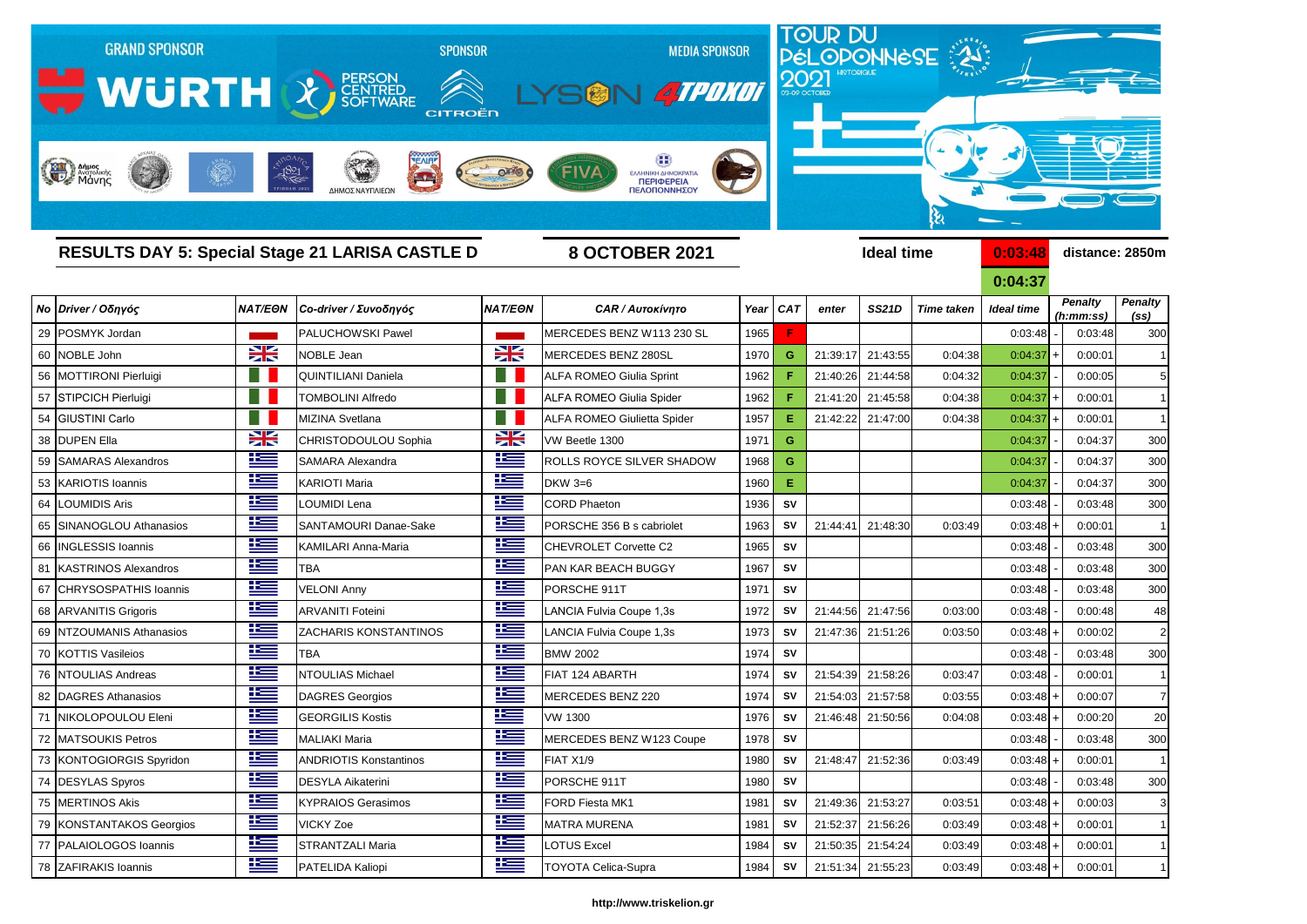GRAND SPONSOR

WÜRTH

PERSON CENTRED SOFTWARE

SPONSOR

CITROËN

MEDIA SPONSOR

LYSON 4TPOXOI

TOUR DU PÉLOPONNÈSE 2021 HISTORIQUE

03-09 OCTOBER

Δήμος Ανατολικής Μάνης

ΔΗΜΟΣ ΝΑΥΠΛΙΕΩΝ

FIVA

ΕΛΛΗΝΙΚΗ ΔΗΜΟΚΡΑΤΙΑ ΠΕΡΙΦΕΡΕΙΑ ΠΕΛΟΠΟΝΝΗΣΟΥ

## RESULTS DAY 5: Special Stage 21 LARISA CASTLE D

**8 OCTOBER 2021**

**Ideal time** 0:03:48 / 0:04:37 **distance: 2850m**

| No | Driver / Οδηγός | NAT/ΕΘΝ | Co-driver / Συνοδηγός | NAT/ΕΘΝ | CAR / Αυτοκίνητο | Year | CAT | enter | SS21D | Time taken | Ideal time | | Penalty (h:mm:ss) | Penalty (ss) |
|---|---|---|---|---|---|---|---|---|---|---|---|---|---|---|
| 29 | POSMYK Jordan | | PALUCHOWSKI Pawel | | MERCEDES BENZ W113 230 SL | 1965 | F | | | | 0:03:48 | - | 0:03:48 | 300 |
| 60 | NOBLE John | | NOBLE Jean | | MERCEDES BENZ 280SL | 1970 | G | 21:39:17 | 21:43:55 | 0:04:38 | 0:04:37 | + | 0:00:01 | 1 |
| 56 | MOTTIRONI Pierluigi | | QUINTILIANI Daniela | | ALFA ROMEO Giulia Sprint | 1962 | F | 21:40:26 | 21:44:58 | 0:04:32 | 0:04:37 | - | 0:00:05 | 5 |
| 57 | STIPCICH Pierluigi | | TOMBOLINI Alfredo | | ALFA ROMEO Giulia Spider | 1962 | F | 21:41:20 | 21:45:58 | 0:04:38 | 0:04:37 | + | 0:00:01 | 1 |
| 54 | GIUSTINI Carlo | | MIZINA Svetlana | | ALFA ROMEO Giulietta Spider | 1957 | E | 21:42:22 | 21:47:00 | 0:04:38 | 0:04:37 | + | 0:00:01 | 1 |
| 38 | DUPEN Ella | | CHRISTODOULOU Sophia | | VW Beetle 1300 | 1971 | G | | | | 0:04:37 | - | 0:04:37 | 300 |
| 59 | SAMARAS Alexandros | | SAMARA Alexandra | | ROLLS ROYCE SILVER SHADOW | 1968 | G | | | | 0:04:37 | - | 0:04:37 | 300 |
| 53 | KARIOTIS Ioannis | | KARIOTI Maria | | DKW 3=6 | 1960 | E | | | | 0:04:37 | - | 0:04:37 | 300 |
| 64 | LOUMIDIS Aris | | LOUMIDI Lena | | CORD Phaeton | 1936 | SV | | | | 0:03:48 | - | 0:03:48 | 300 |
| 65 | SINANOGLOU Athanasios | | SANTAMOURI Danae-Sake | | PORSCHE 356 B s cabriolet | 1963 | SV | 21:44:41 | 21:48:30 | 0:03:49 | 0:03:48 | + | 0:00:01 | 1 |
| 66 | INGLESSIS Ioannis | | KAMILARI Anna-Maria | | CHEVROLET Corvette C2 | 1965 | SV | | | | 0:03:48 | - | 0:03:48 | 300 |
| 81 | KASTRINOS Alexandros | | TBA | | PAN KAR BEACH BUGGY | 1967 | SV | | | | 0:03:48 | - | 0:03:48 | 300 |
| 67 | CHRYSOSPATHIS Ioannis | | VELONI Anny | | PORSCHE 911T | 1971 | SV | | | | 0:03:48 | - | 0:03:48 | 300 |
| 68 | ARVANITIS Grigoris | | ARVANITI Foteini | | LANCIA Fulvia Coupe 1,3s | 1972 | SV | 21:44:56 | 21:47:56 | 0:03:00 | 0:03:48 | - | 0:00:48 | 48 |
| 69 | NTZOUMANIS Athanasios | | ZACHARIS KONSTANTINOS | | LANCIA Fulvia Coupe 1,3s | 1973 | SV | 21:47:36 | 21:51:26 | 0:03:50 | 0:03:48 | + | 0:00:02 | 2 |
| 70 | KOTTIS Vasileios | | TBA | | BMW 2002 | 1974 | SV | | | | 0:03:48 | - | 0:03:48 | 300 |
| 76 | NTOULIAS Andreas | | NTOULIAS Michael | | FIAT 124 ABARTH | 1974 | SV | 21:54:39 | 21:58:26 | 0:03:47 | 0:03:48 | - | 0:00:01 | 1 |
| 82 | DAGRES Athanasios | | DAGRES Georgios | | MERCEDES BENZ 220 | 1974 | SV | 21:54:03 | 21:57:58 | 0:03:55 | 0:03:48 | + | 0:00:07 | 7 |
| 71 | NIKOLOPOULOU Eleni | | GEORGILIS Kostis | | VW 1300 | 1976 | SV | 21:46:48 | 21:50:56 | 0:04:08 | 0:03:48 | + | 0:00:20 | 20 |
| 72 | MATSOUKIS Petros | | MALIAKI Maria | | MERCEDES BENZ W123 Coupe | 1978 | SV | | | | 0:03:48 | - | 0:03:48 | 300 |
| 73 | KONTOGIORGIS Spyridon | | ANDRIOTIS Konstantinos | | FIAT X1/9 | 1980 | SV | 21:48:47 | 21:52:36 | 0:03:49 | 0:03:48 | + | 0:00:01 | 1 |
| 74 | DESYLAS Spyros | | DESYLA Aikaterini | | PORSCHE 911T | 1980 | SV | | | | 0:03:48 | - | 0:03:48 | 300 |
| 75 | MERTINOS Akis | | KYPRAIOS Gerasimos | | FORD Fiesta MK1 | 1981 | SV | 21:49:36 | 21:53:27 | 0:03:51 | 0:03:48 | + | 0:00:03 | 3 |
| 79 | KONSTANTAKOS Georgios | | VICKY Zoe | | MATRA MURENA | 1981 | SV | 21:52:37 | 21:56:26 | 0:03:49 | 0:03:48 | + | 0:00:01 | 1 |
| 77 | PALAIOLOGOS Ioannis | | STRANTZALI Maria | | LOTUS Excel | 1984 | SV | 21:50:35 | 21:54:24 | 0:03:49 | 0:03:48 | + | 0:00:01 | 1 |
| 78 | ZAFIRAKIS Ioannis | | PATELIDA Kaliopi | | TOYOTA Celica-Supra | 1984 | SV | 21:51:34 | 21:55:23 | 0:03:49 | 0:03:48 | + | 0:00:01 | 1 |

http://www.triskelion.gr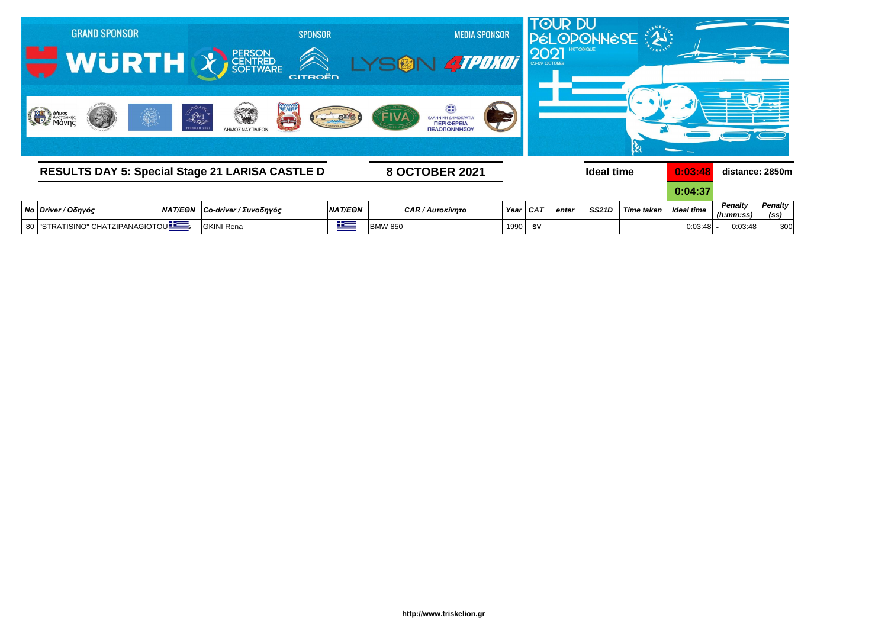GRAND SPONSOR WÜRTH PERSON CENTRED SOFTWARE SPONSOR CITROËN MEDIA SPONSOR LYSON 4ΤΡΟΧΟΙ

TOUR DU PÉLOPONNÈSE 2021 HISTORIQUE 03-09 OCTOBER

## RESULTS DAY 5: Special Stage 21 LARISA CASTLE D

**8 OCTOBER 2021**

**Ideal time** **0:03:48** **distance: 2850m**

**0:04:37**

| No | Driver / Οδηγός | NAT/ΕΘΝ | Co-driver / Συνοδηγός | NAT/ΕΘΝ | CAR / Αυτοκίνητο | Year | CAT | enter | SS21D | Time taken | Ideal time | Penalty (h:mm:ss) | | Penalty (ss) |
|---|---|---|---|---|---|---|---|---|---|---|---|---|---|---|
| 80 | "STRATISINO" CHATZIPANAGIOTOU | | GKINI Rena | | BMW 850 | 1990 | SV | | | | 0:03:48 | - | 0:03:48 | 300 |

http://www.triskelion.gr